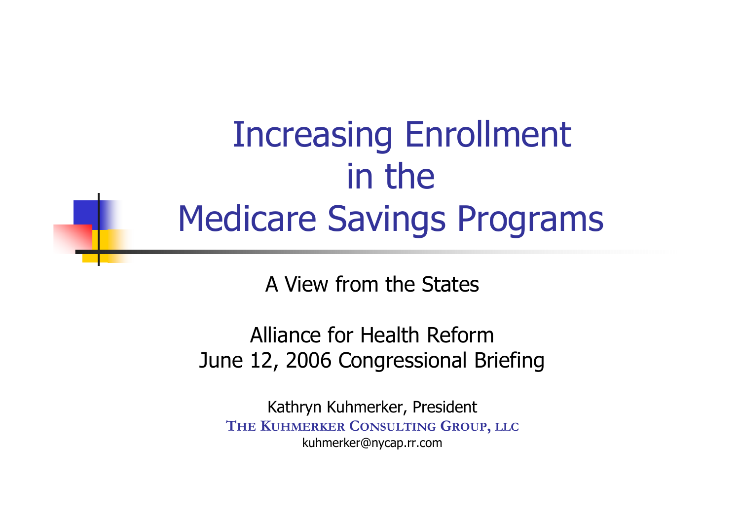# Increasing Enrollment in the Medicare Savings Programs

A View from the States

Alliance for Health Reform
June 12, 2006 Congressional Briefing

Kathryn Kuhmerker, President
THE KUHMERKER CONSULTING GROUP, LLC
kuhmerker@nycap.rr.com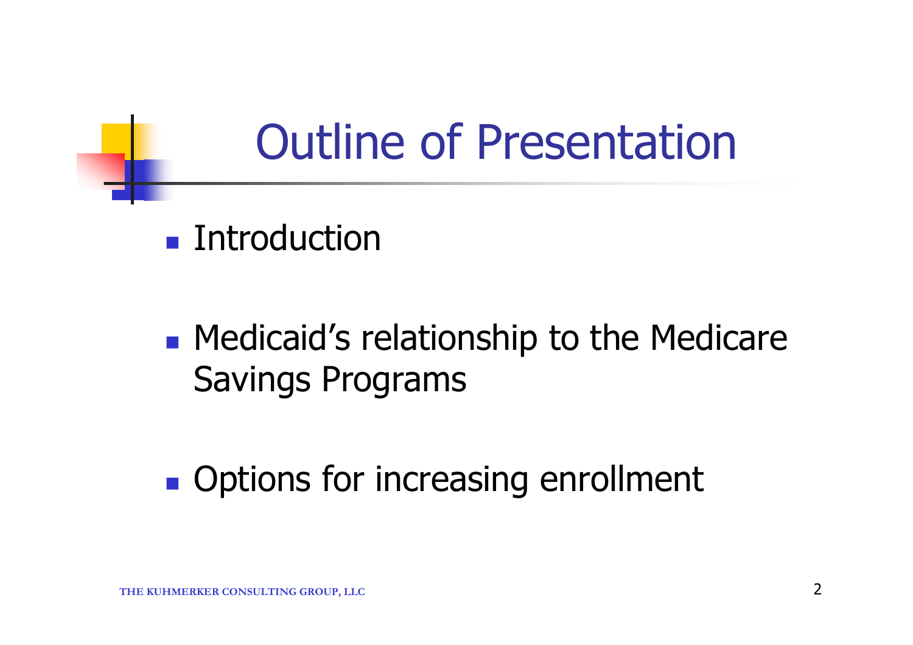# Outline of Presentation

- Introduction
- Medicaid's relationship to the Medicare Savings Programs
- Options for increasing enrollment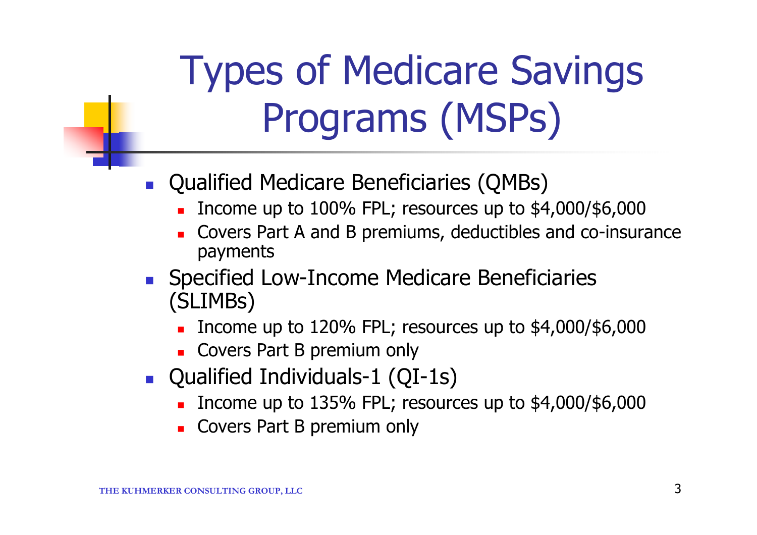# Types of Medicare Savings Programs (MSPs)

- Qualified Medicare Beneficiaries (QMBs)
  - Income up to 100% FPL; resources up to $4,000/$6,000
  - Covers Part A and B premiums, deductibles and co-insurance payments
- Specified Low-Income Medicare Beneficiaries (SLIMBs)
  - Income up to 120% FPL; resources up to $4,000/$6,000
  - Covers Part B premium only
- Qualified Individuals-1 (QI-1s)
  - Income up to 135% FPL; resources up to $4,000/$6,000
  - Covers Part B premium only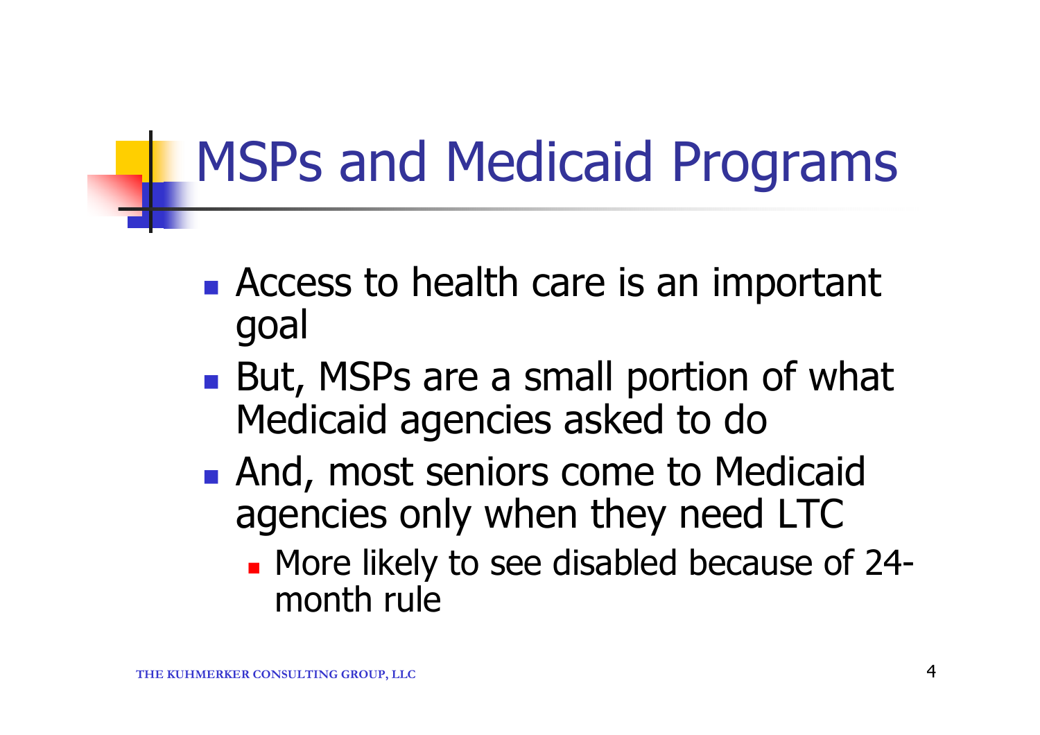# MSPs and Medicaid Programs

- Access to health care is an important goal
- But, MSPs are a small portion of what Medicaid agencies asked to do
- And, most seniors come to Medicaid agencies only when they need LTC
  - More likely to see disabled because of 24-month rule

THE KUHMERKER CONSULTING GROUP, LLC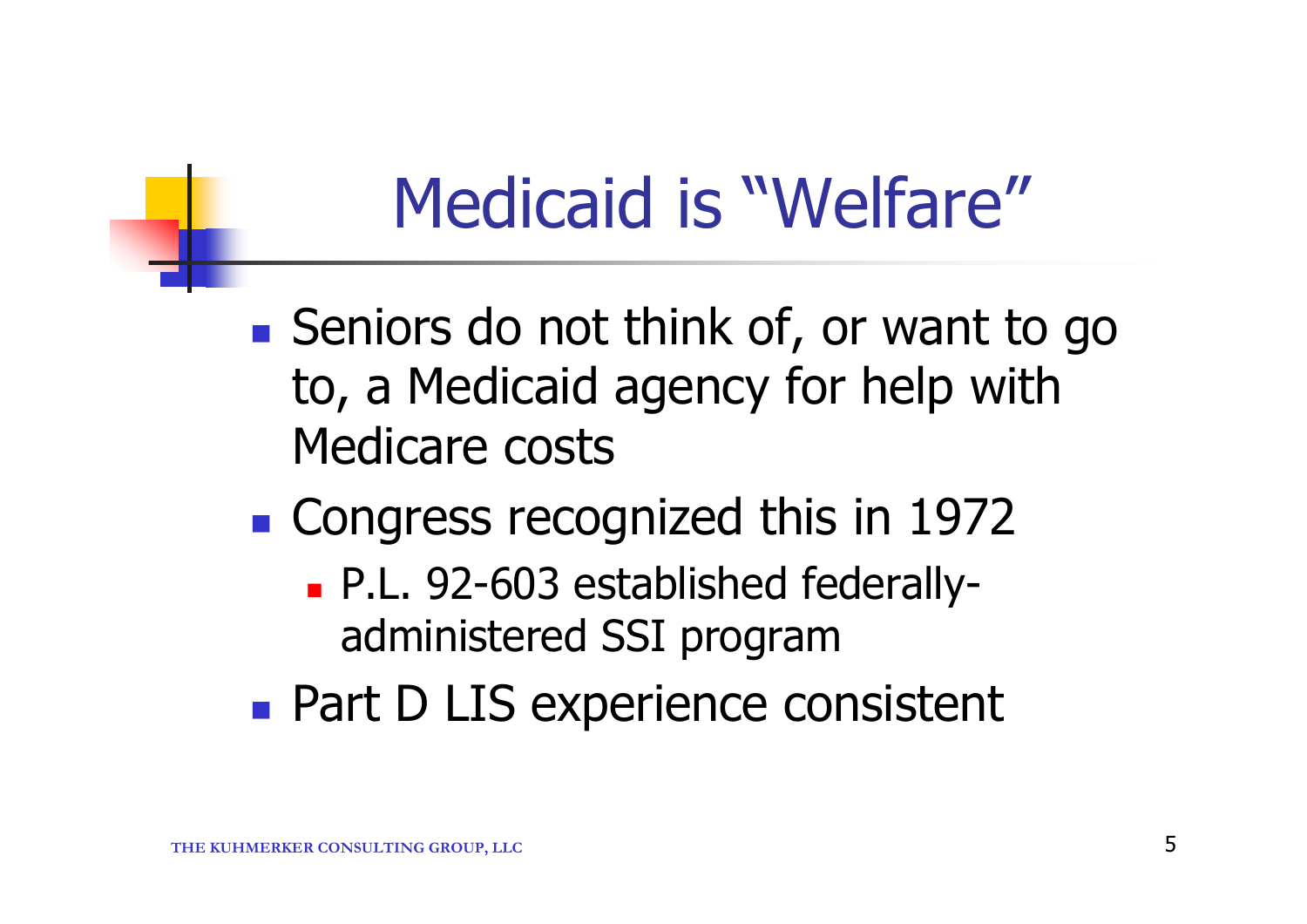# Medicaid is "Welfare"

- Seniors do not think of, or want to go to, a Medicaid agency for help with Medicare costs
- Congress recognized this in 1972
  - P.L. 92-603 established federally-administered SSI program
- Part D LIS experience consistent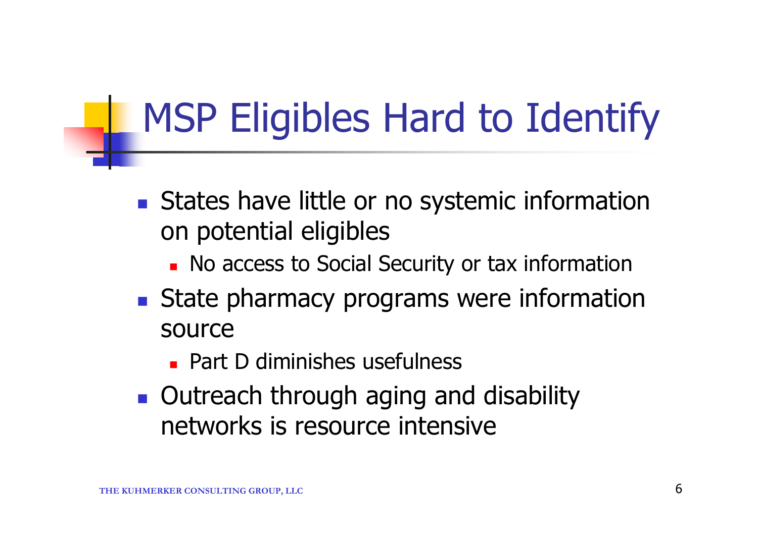# MSP Eligibles Hard to Identify

- States have little or no systemic information on potential eligibles
  - No access to Social Security or tax information
- State pharmacy programs were information source
  - Part D diminishes usefulness
- Outreach through aging and disability networks is resource intensive

THE KUHMERKER CONSULTING GROUP, LLC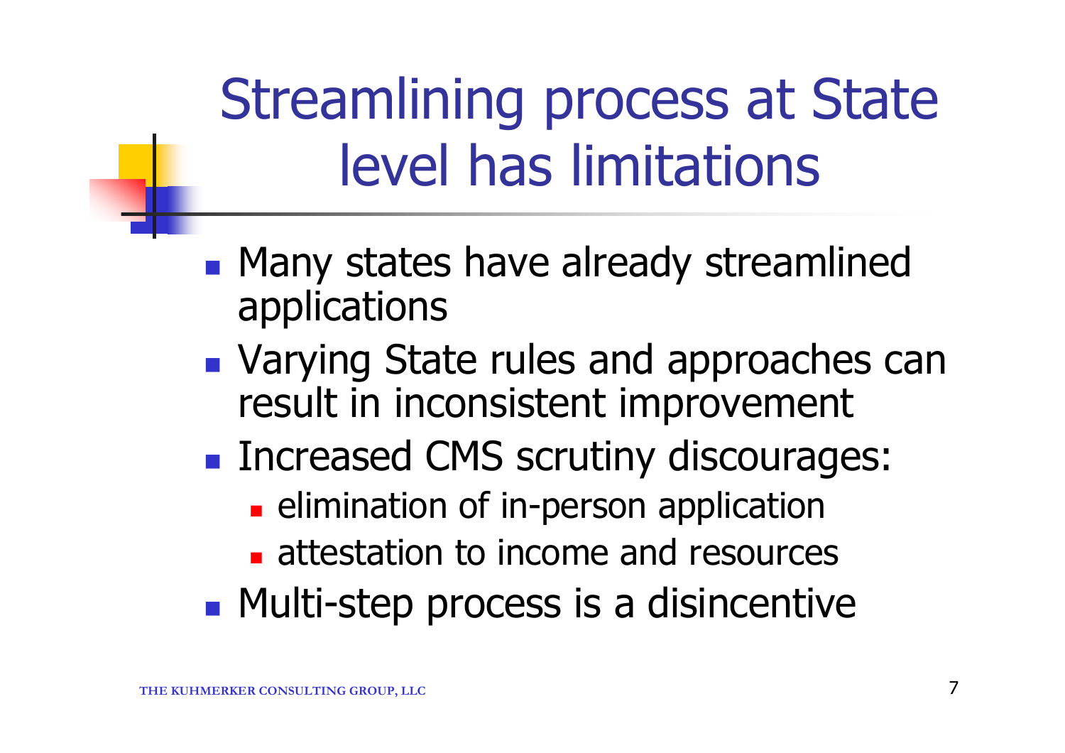# Streamlining process at State level has limitations

- Many states have already streamlined applications
- Varying State rules and approaches can result in inconsistent improvement
- Increased CMS scrutiny discourages:
  - elimination of in-person application
  - attestation to income and resources
- Multi-step process is a disincentive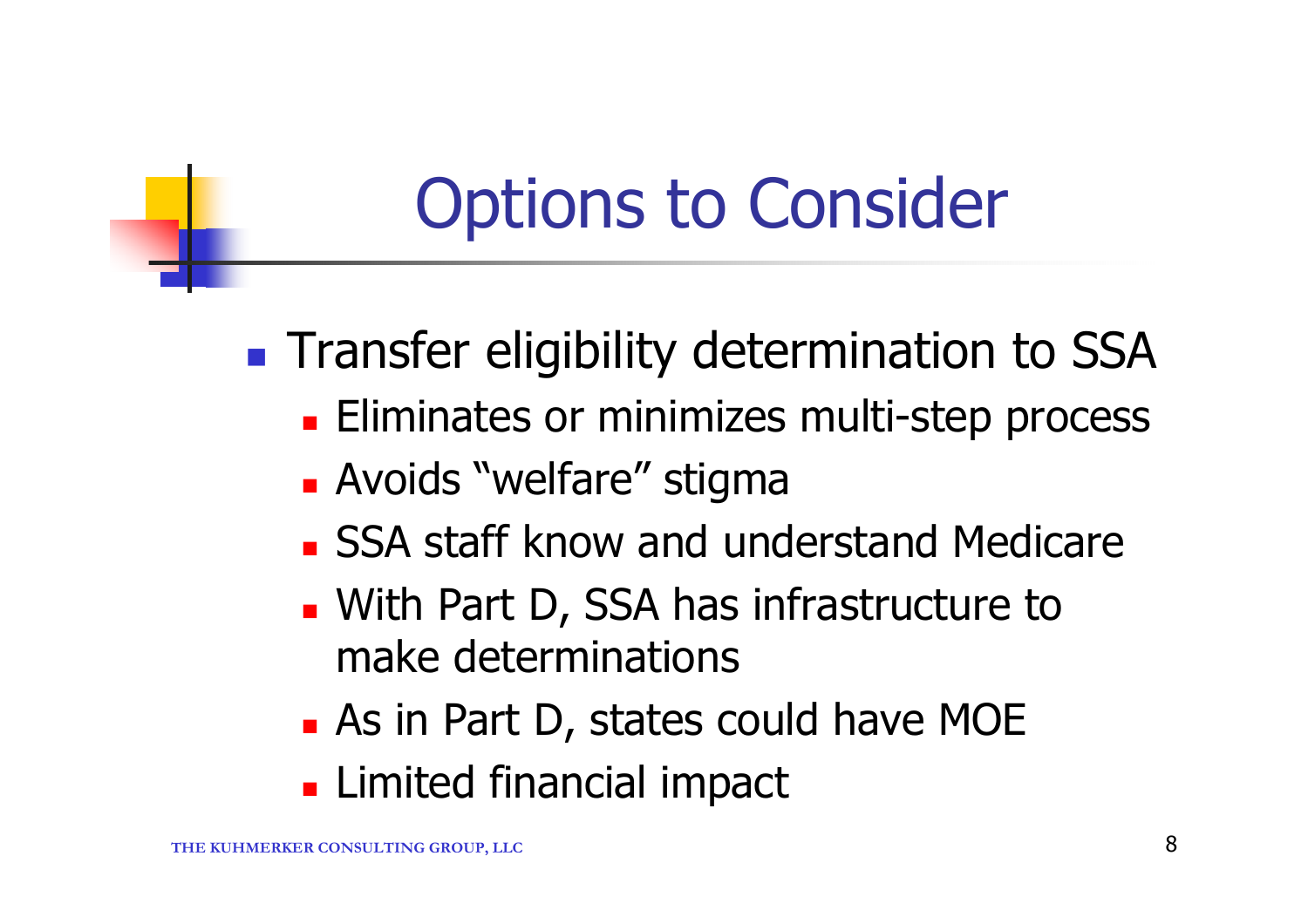# Options to Consider

- Transfer eligibility determination to SSA
  - Eliminates or minimizes multi-step process
  - Avoids "welfare" stigma
  - SSA staff know and understand Medicare
  - With Part D, SSA has infrastructure to make determinations
  - As in Part D, states could have MOE
  - Limited financial impact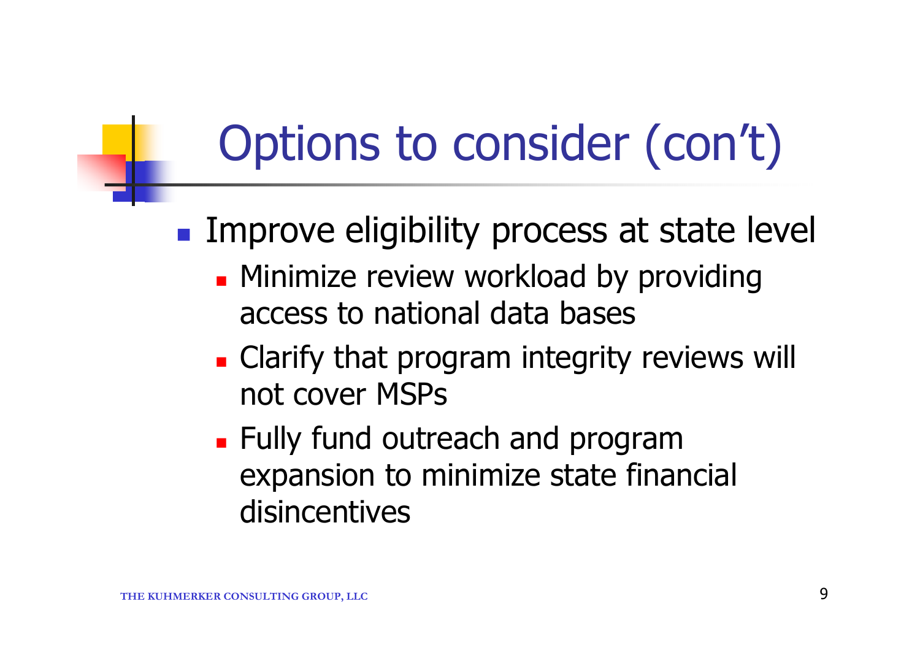# Options to consider (con't)

- Improve eligibility process at state level
  - Minimize review workload by providing access to national data bases
  - Clarify that program integrity reviews will not cover MSPs
  - Fully fund outreach and program expansion to minimize state financial disincentives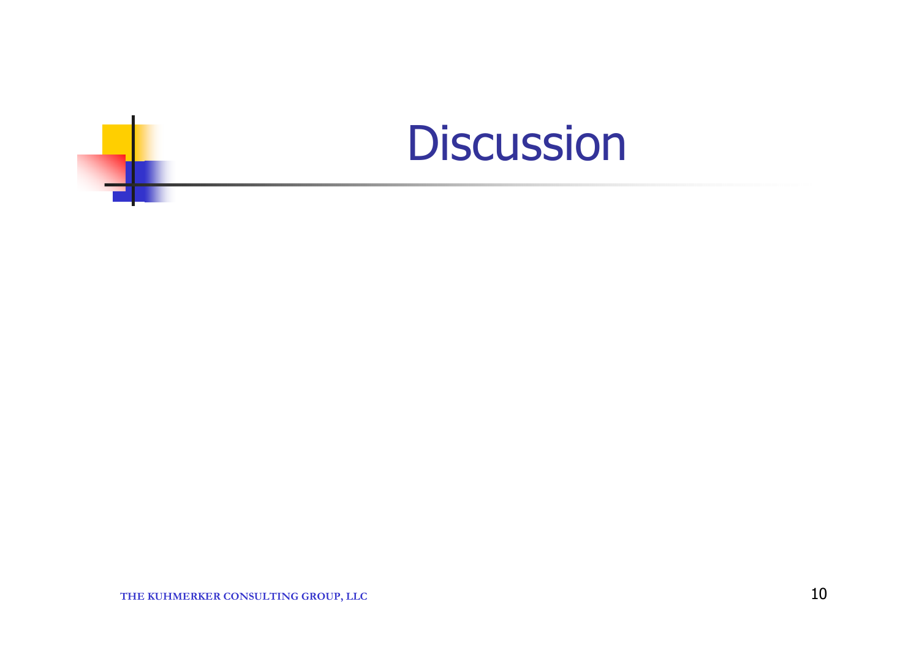# Discussion